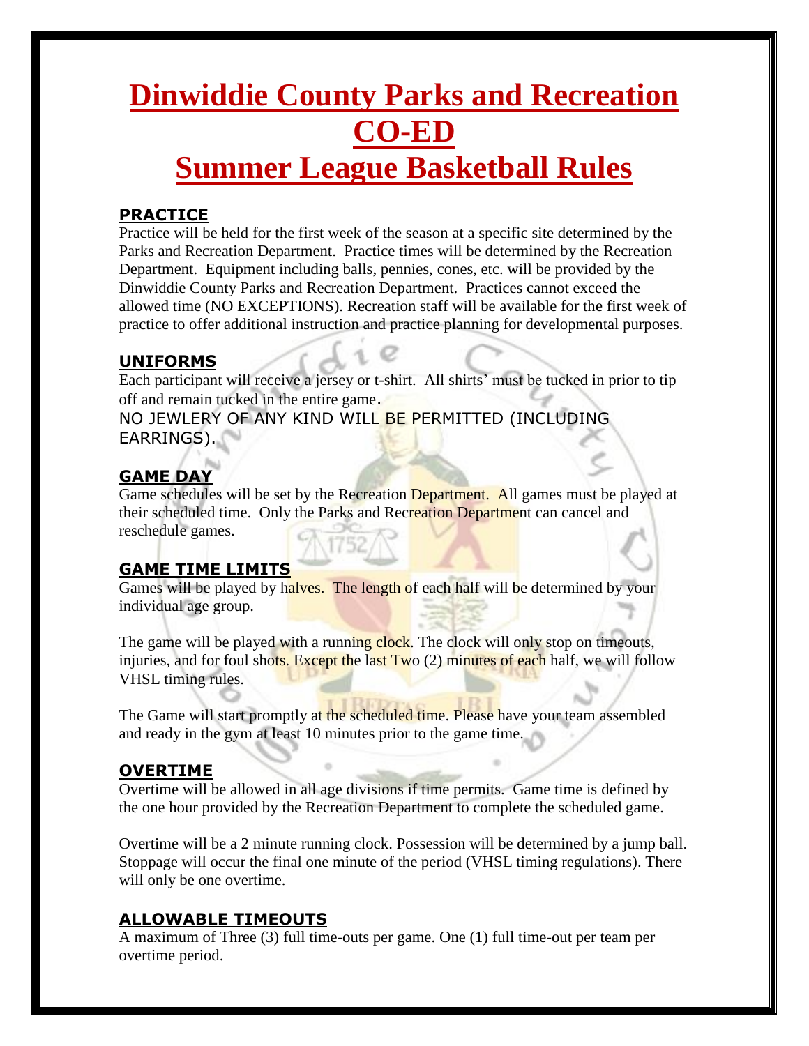# Dinwiddie County Parks and Recreation CO-ED Summer League Basketball Rules

## PRACTICE

Practice will be held for the first week of the season at a specific site determined by the Parks and Recreation Department. Practice times will be determined by the Recreation Department. Equipment including balls, pennies, cones, etc. will be provided by the Dinwiddie County Parks and Recreation Department. Practices cannot exceed the allowed time (NO EXCEPTIONS). Recreation staff will be available for the first week of practice to offer additional instruction and practice planning for developmental purposes.

## UNIFORMS

Each participant will receive a jersey or t-shirt. All shirts' must be tucked in prior to tip off and remain tucked in the entire game.

NO JEWLERY OF ANY KIND WILL BE PERMITTED (INCLUDING EARRINGS).

## GAME DAY

Game schedules will be set by the Recreation Department. All games must be played at their scheduled time. Only the Parks and Recreation Department can cancel and reschedule games.

## GAME TIME LIMITS

Games will be played by halves. The length of each half will be determined by your individual age group.

The game will be played with a running clock. The clock will only stop on timeouts, injuries, and for foul shots. Except the last Two (2) minutes of each half, we will follow VHSL timing rules.

The Game will start promptly at the scheduled time. Please have your team assembled and ready in the gym at least 10 minutes prior to the game time.

## OVERTIME

Overtime will be allowed in all age divisions if time permits. Game time is defined by the one hour provided by the Recreation Department to complete the scheduled game.

Overtime will be a 2 minute running clock. Possession will be determined by a jump ball. Stoppage will occur the final one minute of the period (VHSL timing regulations). There will only be one overtime.

## ALLOWABLE TIMEOUTS

A maximum of Three (3) full time-outs per game. One (1) full time-out per team per overtime period.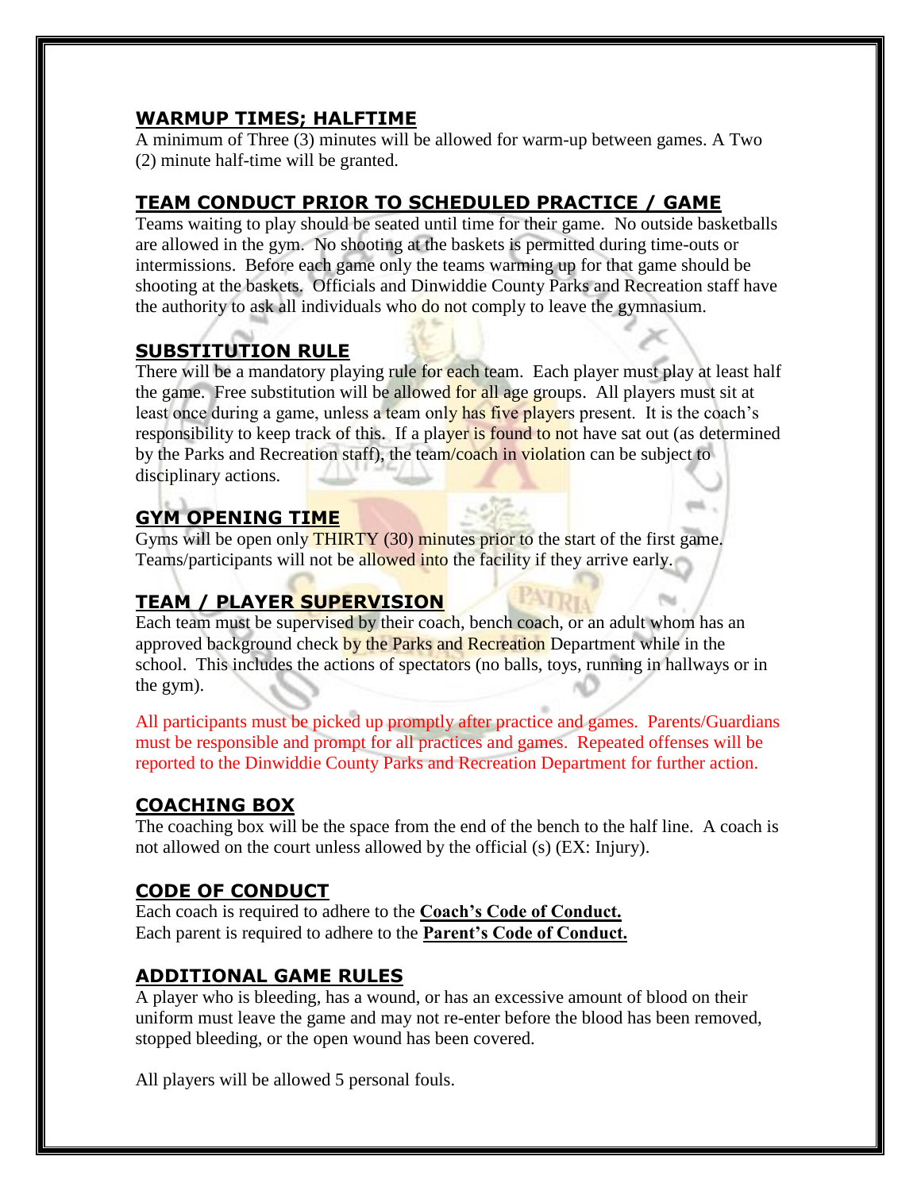## WARMUP TIMES; HALFTIME

A minimum of Three (3) minutes will be allowed for warm-up between games. A Two (2) minute half-time will be granted.

## TEAM CONDUCT PRIOR TO SCHEDULED PRACTICE / GAME

Teams waiting to play should be seated until time for their game. No outside basketballs are allowed in the gym. No shooting at the baskets is permitted during time-outs or intermissions. Before each game only the teams warming up for that game should be shooting at the baskets. Officials and Dinwiddie County Parks and Recreation staff have the authority to ask all individuals who do not comply to leave the gymnasium.

## SUBSTITUTION RULE

There will be a mandatory playing rule for each team. Each player must play at least half the game. Free substitution will be allowed for all age groups. All players must sit at least once during a game, unless a team only has five players present. It is the coach's responsibility to keep track of this. If a player is found to not have sat out (as determined by the Parks and Recreation staff), the team/coach in violation can be subject to disciplinary actions.

## GYM OPENING TIME

Gyms will be open only THIRTY (30) minutes prior to the start of the first game. Teams/participants will not be allowed into the facility if they arrive early.

## TEAM / PLAYER SUPERVISION

Each team must be supervised by their coach, bench coach, or an adult whom has an approved background check by the Parks and Recreation Department while in the school. This includes the actions of spectators (no balls, toys, running in hallways or in the gym).

All participants must be picked up promptly after practice and games. Parents/Guardians must be responsible and prompt for all practices and games. Repeated offenses will be reported to the Dinwiddie County Parks and Recreation Department for further action.

## COACHING BOX

The coaching box will be the space from the end of the bench to the half line. A coach is not allowed on the court unless allowed by the official (s) (EX: Injury).

## CODE OF CONDUCT

Each coach is required to adhere to the **Coach's Code of Conduct.**
Each parent is required to adhere to the **Parent's Code of Conduct.**

## ADDITIONAL GAME RULES

A player who is bleeding, has a wound, or has an excessive amount of blood on their uniform must leave the game and may not re-enter before the blood has been removed, stopped bleeding, or the open wound has been covered.

All players will be allowed 5 personal fouls.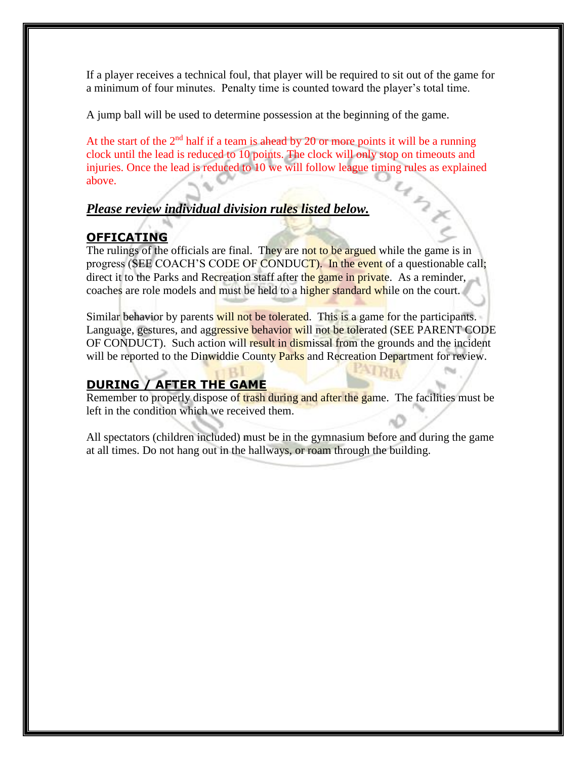If a player receives a technical foul, that player will be required to sit out of the game for a minimum of four minutes. Penalty time is counted toward the player's total time.

A jump ball will be used to determine possession at the beginning of the game.

At the start of the 2nd half if a team is ahead by 20 or more points it will be a running clock until the lead is reduced to 10 points. The clock will only stop on timeouts and injuries. Once the lead is reduced to 10 we will follow league timing rules as explained above.

***Please review individual division rules listed below.***

## OFFICATING

The rulings of the officials are final. They are not to be argued while the game is in progress (SEE COACH'S CODE OF CONDUCT). In the event of a questionable call; direct it to the Parks and Recreation staff after the game in private. As a reminder, coaches are role models and must be held to a higher standard while on the court.

Similar behavior by parents will not be tolerated. This is a game for the participants. Language, gestures, and aggressive behavior will not be tolerated (SEE PARENT CODE OF CONDUCT). Such action will result in dismissal from the grounds and the incident will be reported to the Dinwiddie County Parks and Recreation Department for review.

## DURING / AFTER THE GAME

Remember to properly dispose of trash during and after the game. The facilities must be left in the condition which we received them.

All spectators (children included) must be in the gymnasium before and during the game at all times. Do not hang out in the hallways, or roam through the building.